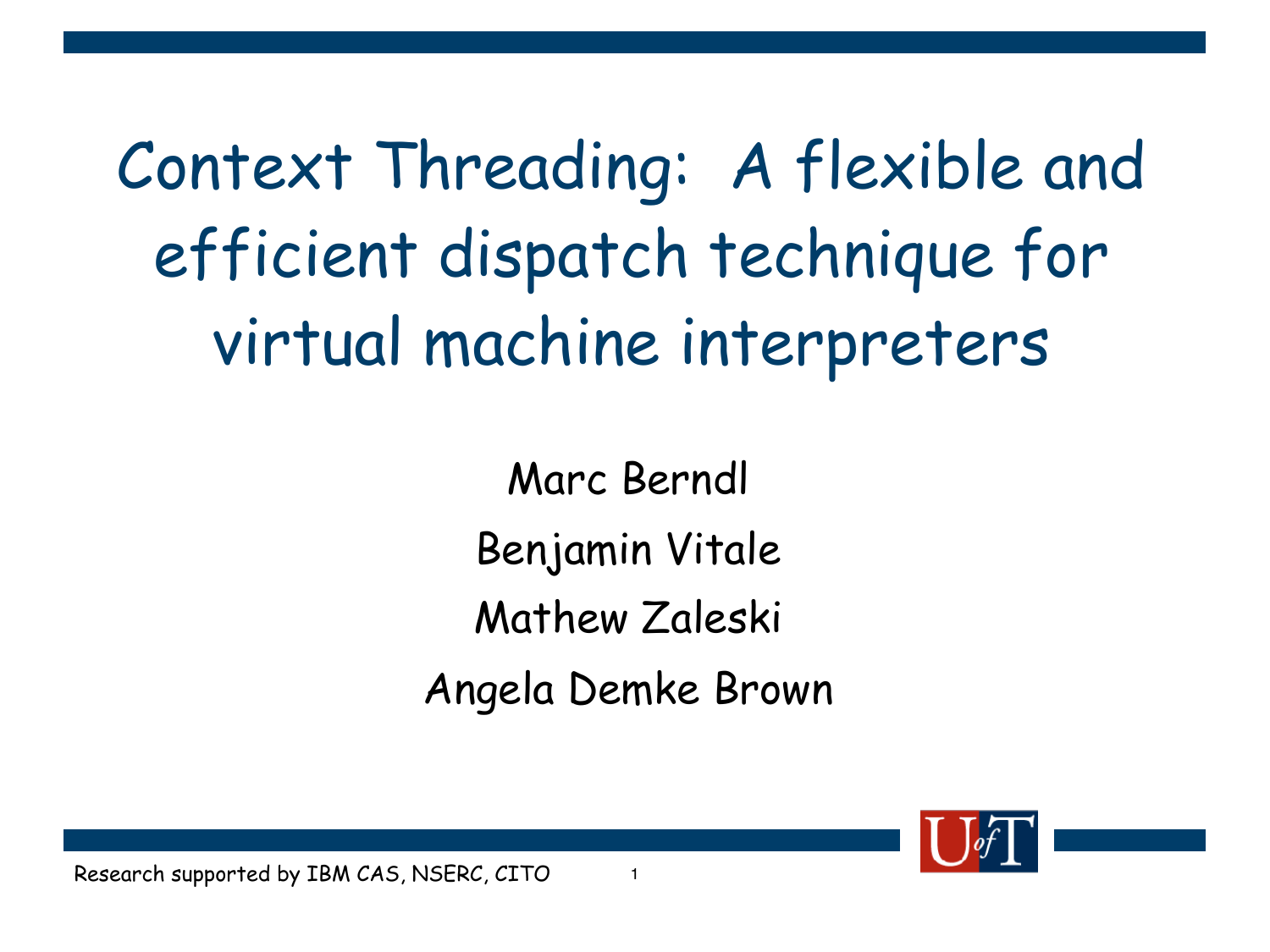# Context Threading: A flexible and efficient dispatch technique for virtual machine interpreters

Marc Berndl

Benjamin Vitale

Mathew Zaleski

Angela Demke Brown

Research supported by IBM CAS, NSERC, CITO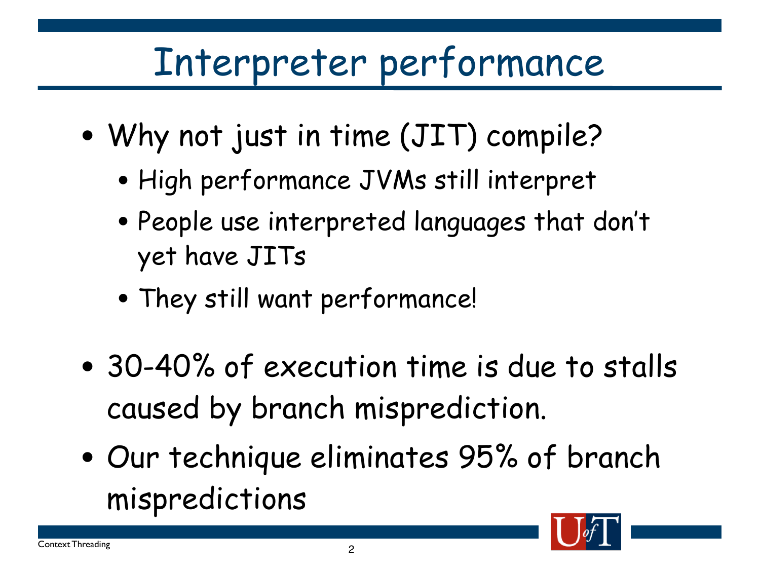# Interpreter performance

- Why not just in time (JIT) compile?
  - High performance JVMs still interpret
  - People use interpreted languages that don't yet have JITs
  - They still want performance!
- 30-40% of execution time is due to stalls caused by branch misprediction.
- Our technique eliminates 95% of branch mispredictions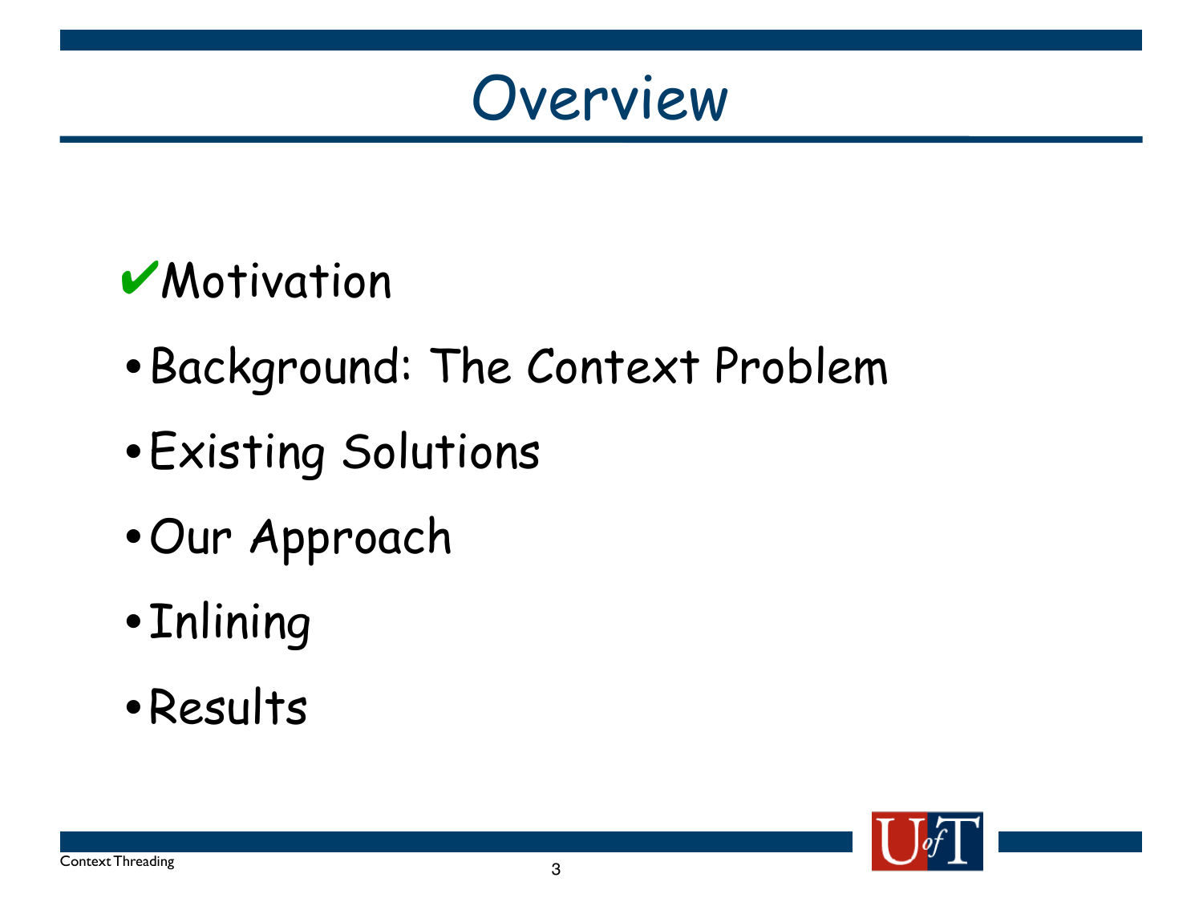# Overview

- ✔ Motivation
- Background: The Context Problem
- Existing Solutions
- Our Approach
- Inlining
- Results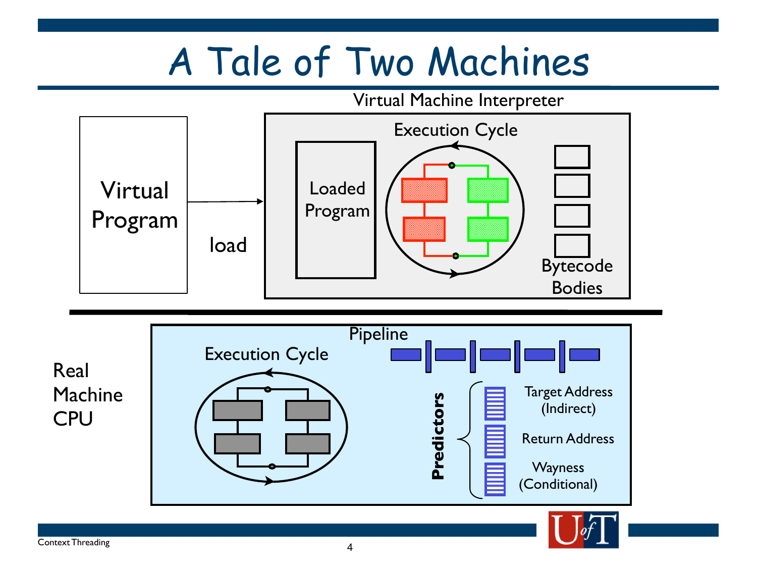# A Tale of Two Machines

Virtual Machine Interpreter

Virtual Program

load

Loaded Program

Execution Cycle

Bytecode Bodies

Real Machine CPU

Execution Cycle

Pipeline

**Predictors**

- Target Address (Indirect)
- Return Address
- Wayness (Conditional)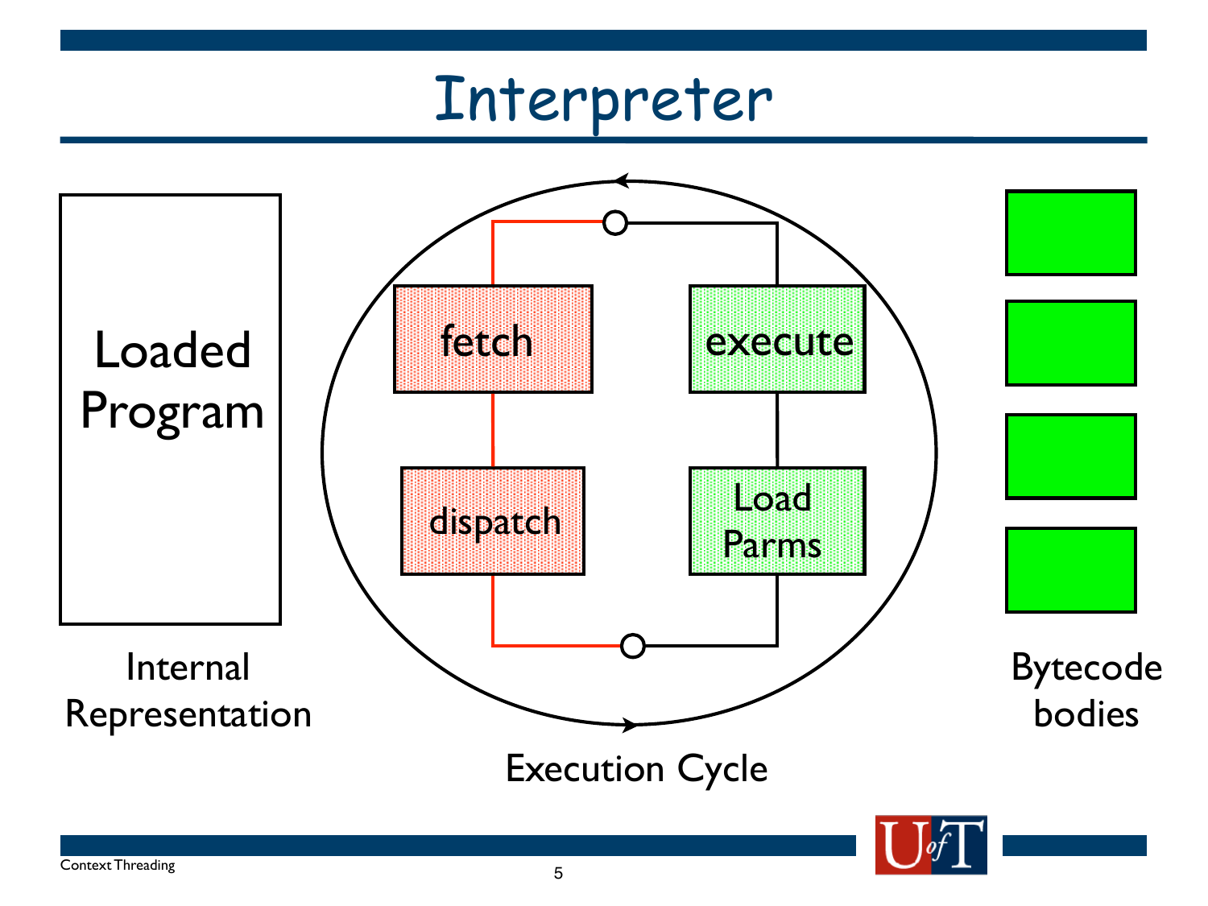# Interpreter

Loaded Program

Internal Representation

fetch

dispatch

execute

Load Parms

Execution Cycle

Bytecode bodies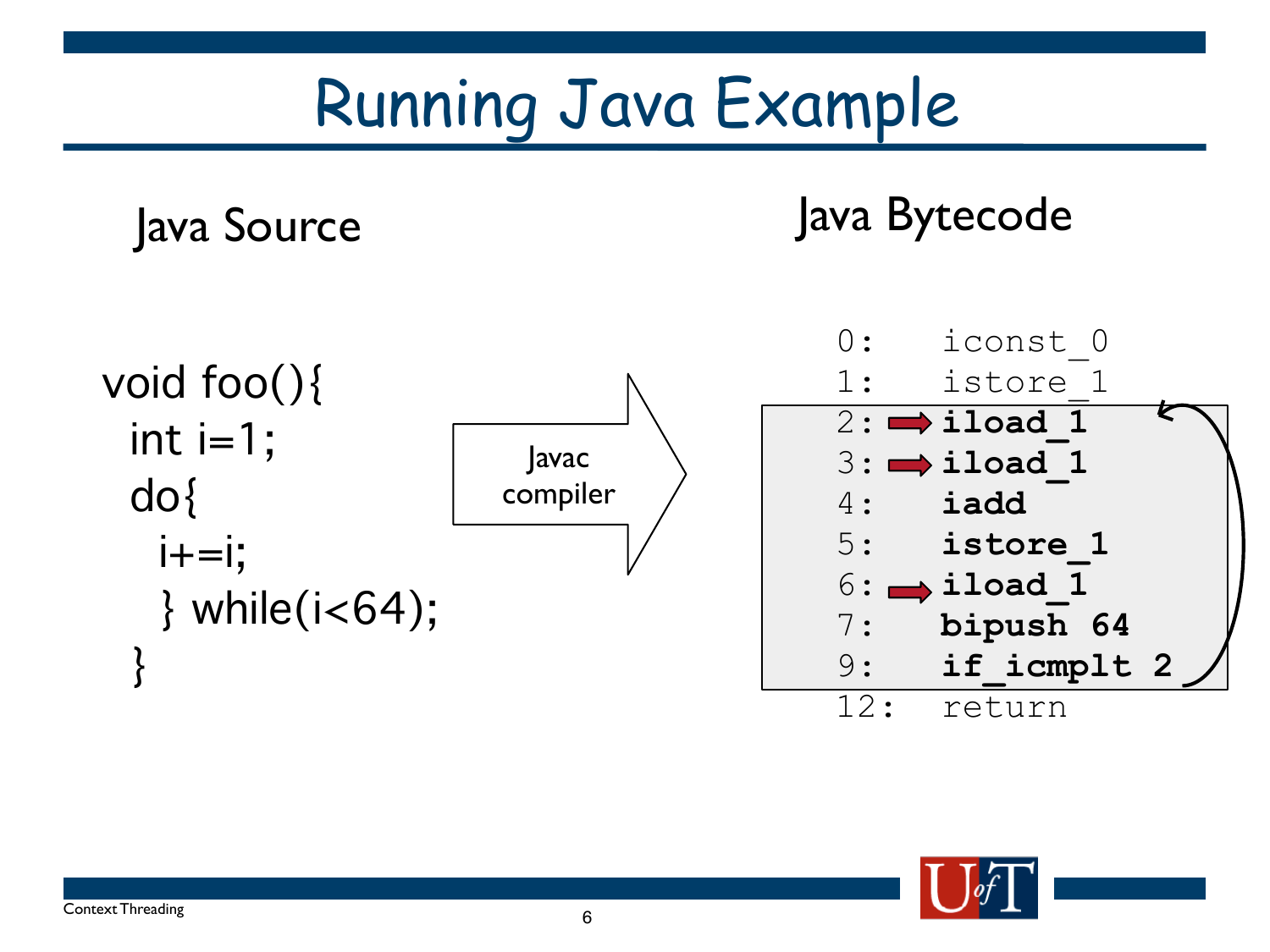# Running Java Example

## Java Source

```
void foo(){
  int i=1;
  do{
    i+=i;
  } while(i<64);
}
```

Javac compiler

## Java Bytecode

```
0:    iconst_0
1:    istore_1
2:    iload_1
3:    iload_1
4:    iadd
5:    istore_1
6:    iload_1
7:    bipush 64
9:    if_icmplt 2
12:   return
```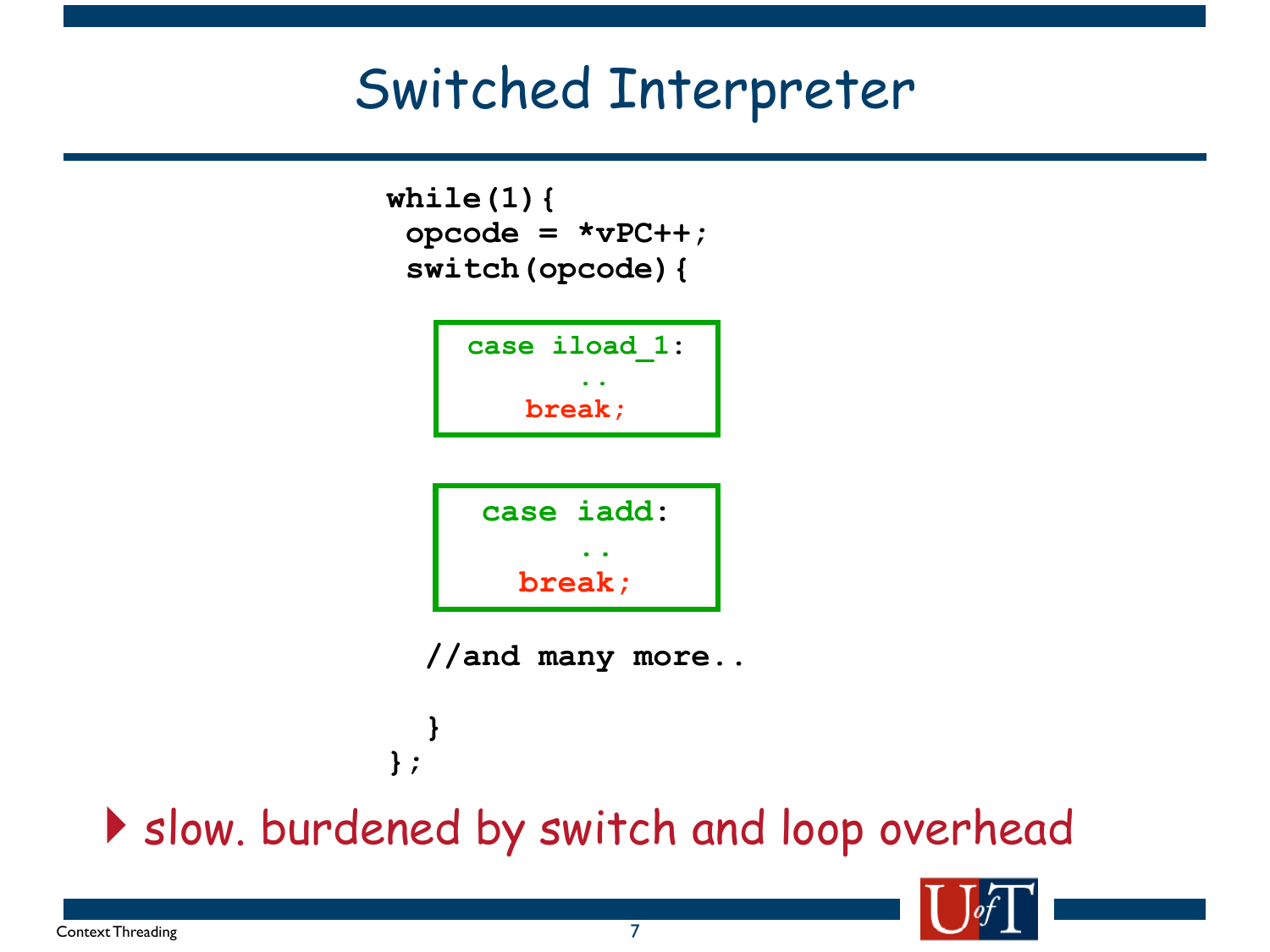# Switched Interpreter

```
while(1){
 opcode = *vPC++;
 switch(opcode){

    case iload_1:
          ..
        break;

    case iadd:
          ..
        break;

  //and many more..

  }
};
```

- slow. burdened by switch and loop overhead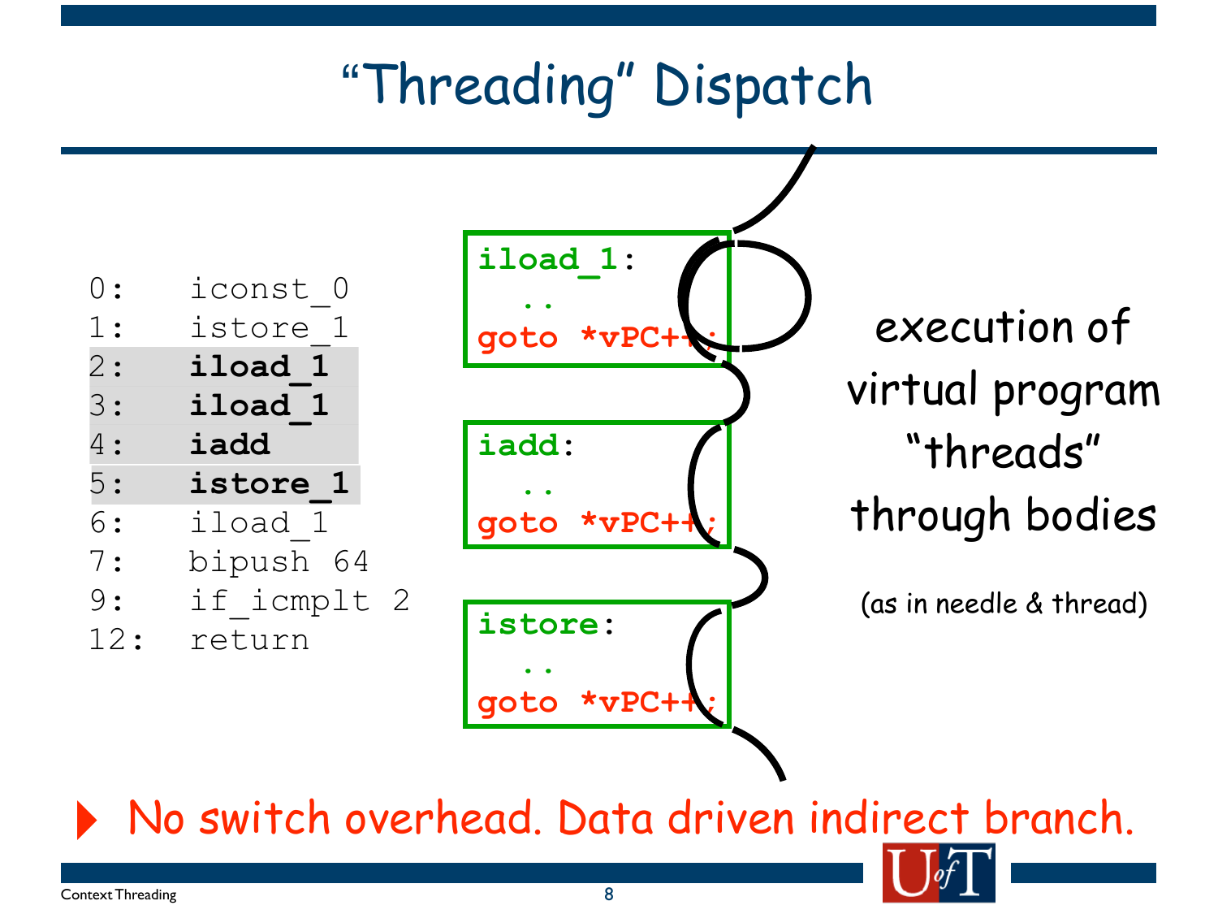# "Threading" Dispatch

```
0:    iconst_0
1:    istore_1
2:    iload_1
3:    iload_1
4:    iadd
5:    istore_1
6:    iload_1
7:    bipush 64
9:    if_icmplt 2
12:   return
```

```
iload_1:
  ..
goto *vPC++;
```

```
iadd:
  ..
goto *vPC++;
```

```
istore:
  ..
goto *vPC++;
```

execution of virtual program "threads" through bodies

(as in needle & thread)

- No switch overhead. Data driven indirect branch.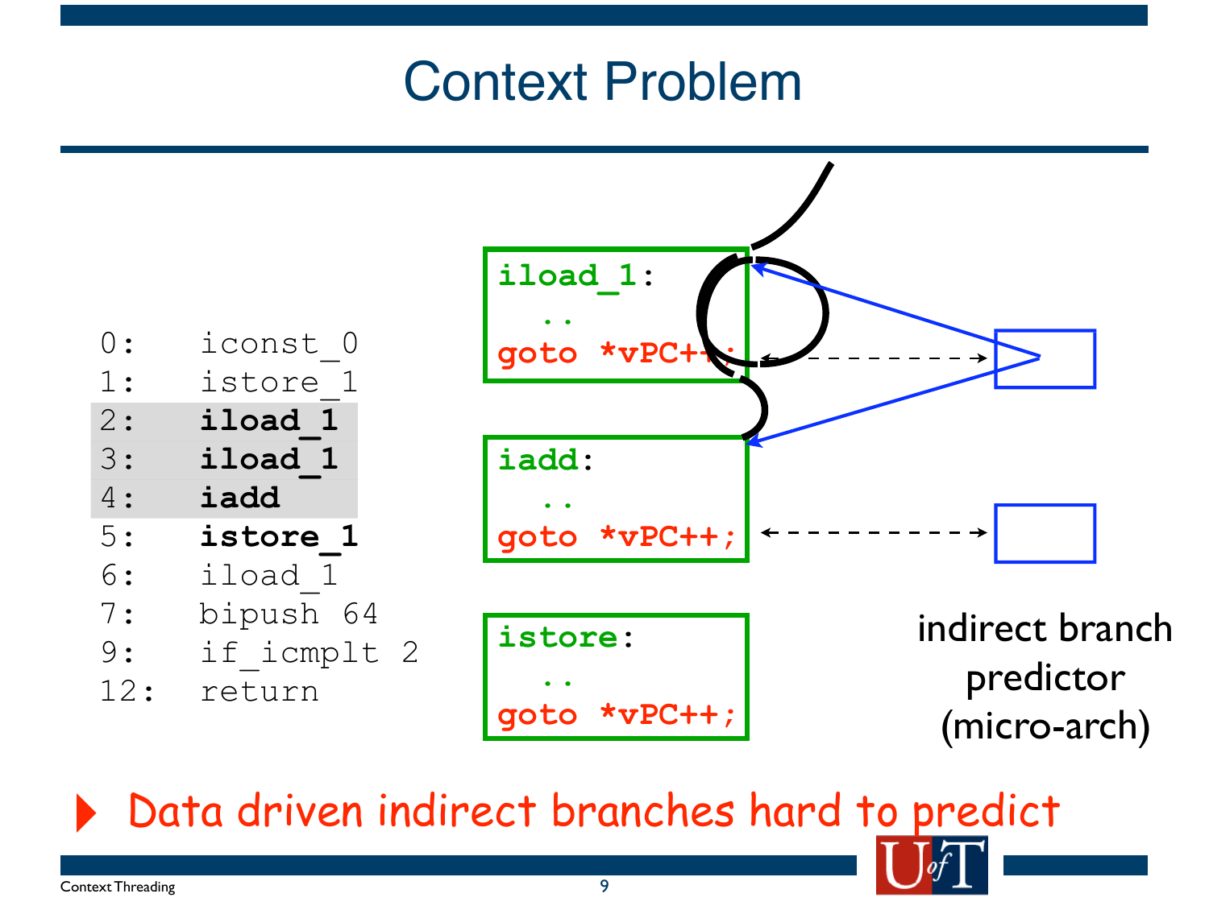# Context Problem

```
0:   iconst_0
1:   istore_1
2:   iload_1
3:   iload_1
4:   iadd
5:   istore_1
6:   iload_1
7:   bipush 64
9:   if_icmplt 2
12:  return
```

```
iload_1:
  ..
goto *vPC++;
```

```
iadd:
  ..
goto *vPC++;
```

```
istore:
  ..
goto *vPC++;
```

indirect branch predictor (micro-arch)

- Data driven indirect branches hard to predict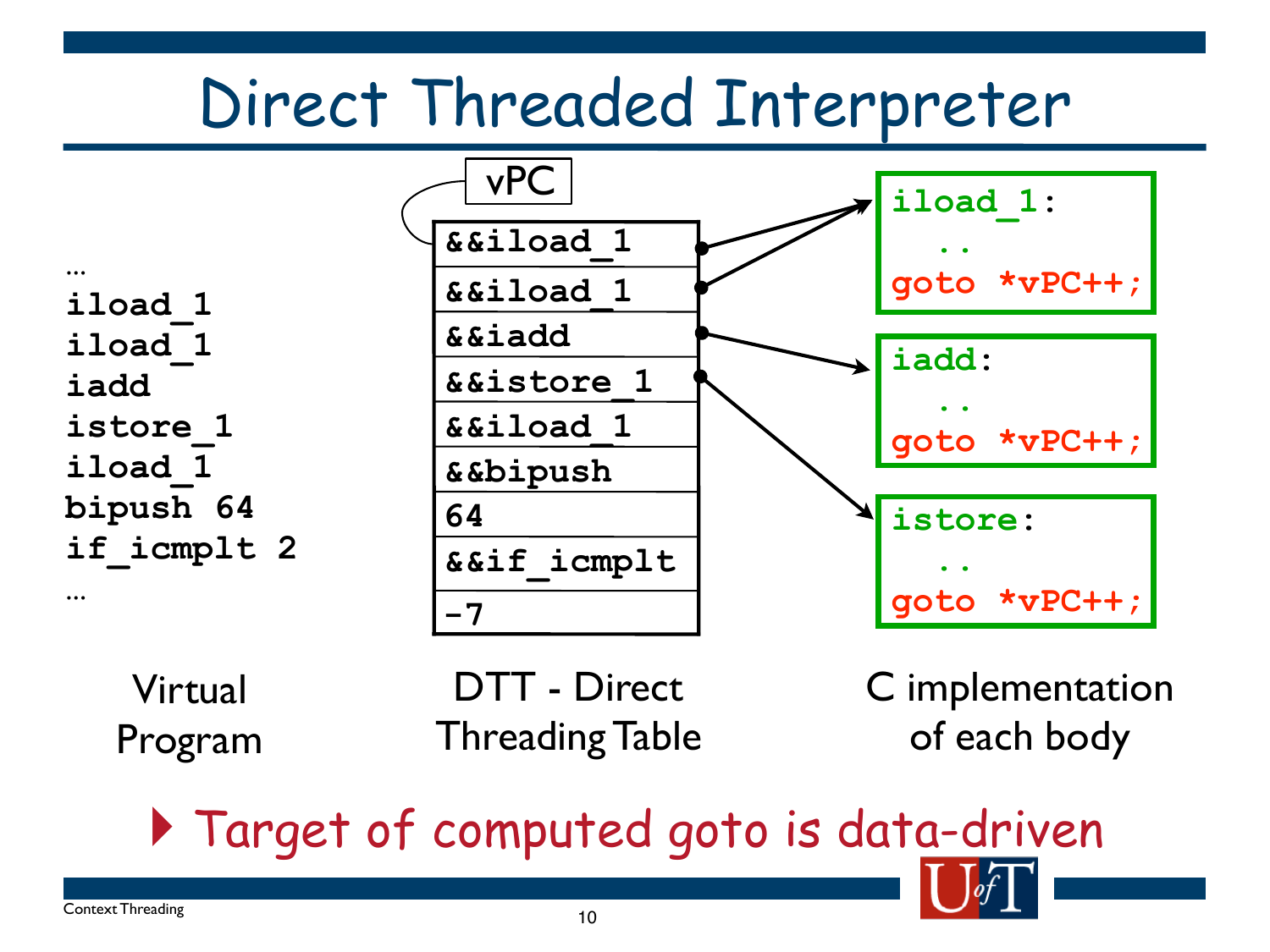# Direct Threaded Interpreter

```
...
iload_1
iload_1
iadd
istore_1
iload_1
bipush 64
if_icmplt 2
...
```

Virtual Program

vPC

| |
|---|
| &&iload_1 |
| &&iload_1 |
| &&iadd |
| &&istore_1 |
| &&iload_1 |
| &&bipush |
| 64 |
| &&if_icmplt |
| -7 |

DTT - Direct Threading Table

```
iload_1:
  ..
goto *vPC++;
```

```
iadd:
  ..
goto *vPC++;
```

```
istore:
  ..
goto *vPC++;
```

C implementation of each body

- Target of computed goto is data-driven

Context Threading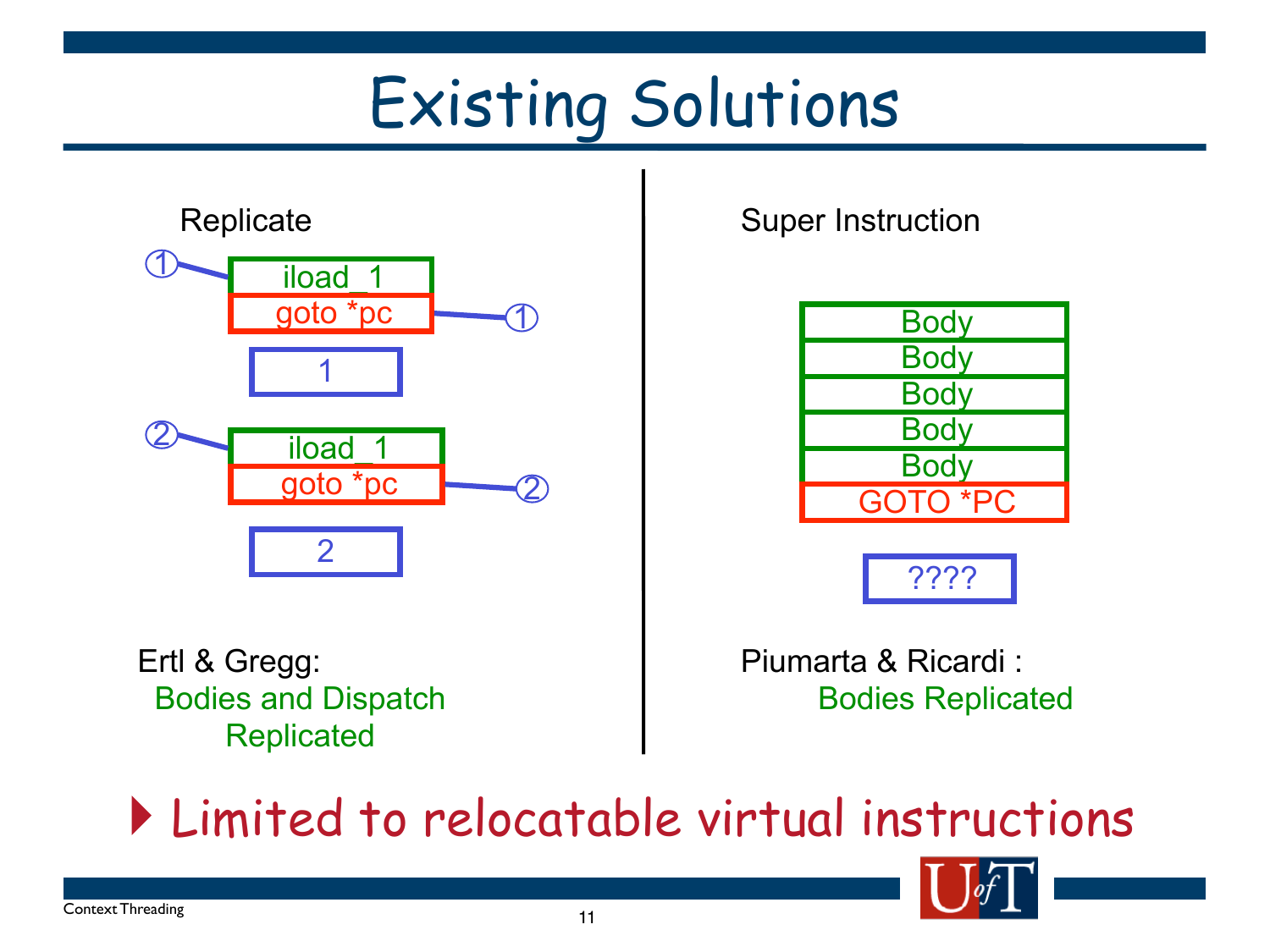# Existing Solutions

**Replicate**

```
①— iload_1
    goto *pc —①
    1

②— iload_1
    goto *pc —②
    2
```

Ertl & Gregg:
Bodies and Dispatch Replicated

**Super Instruction**

```
Body
Body
Body
Body
Body
GOTO *PC

????
```

Piumarta & Ricardi :
Bodies Replicated

- Limited to relocatable virtual instructions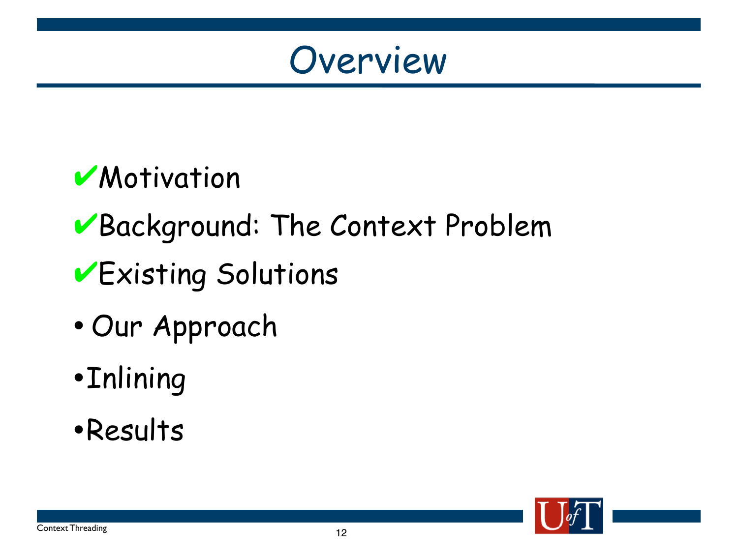# Overview

- ✔Motivation
- ✔Background: The Context Problem
- ✔Existing Solutions
- Our Approach
- Inlining
- Results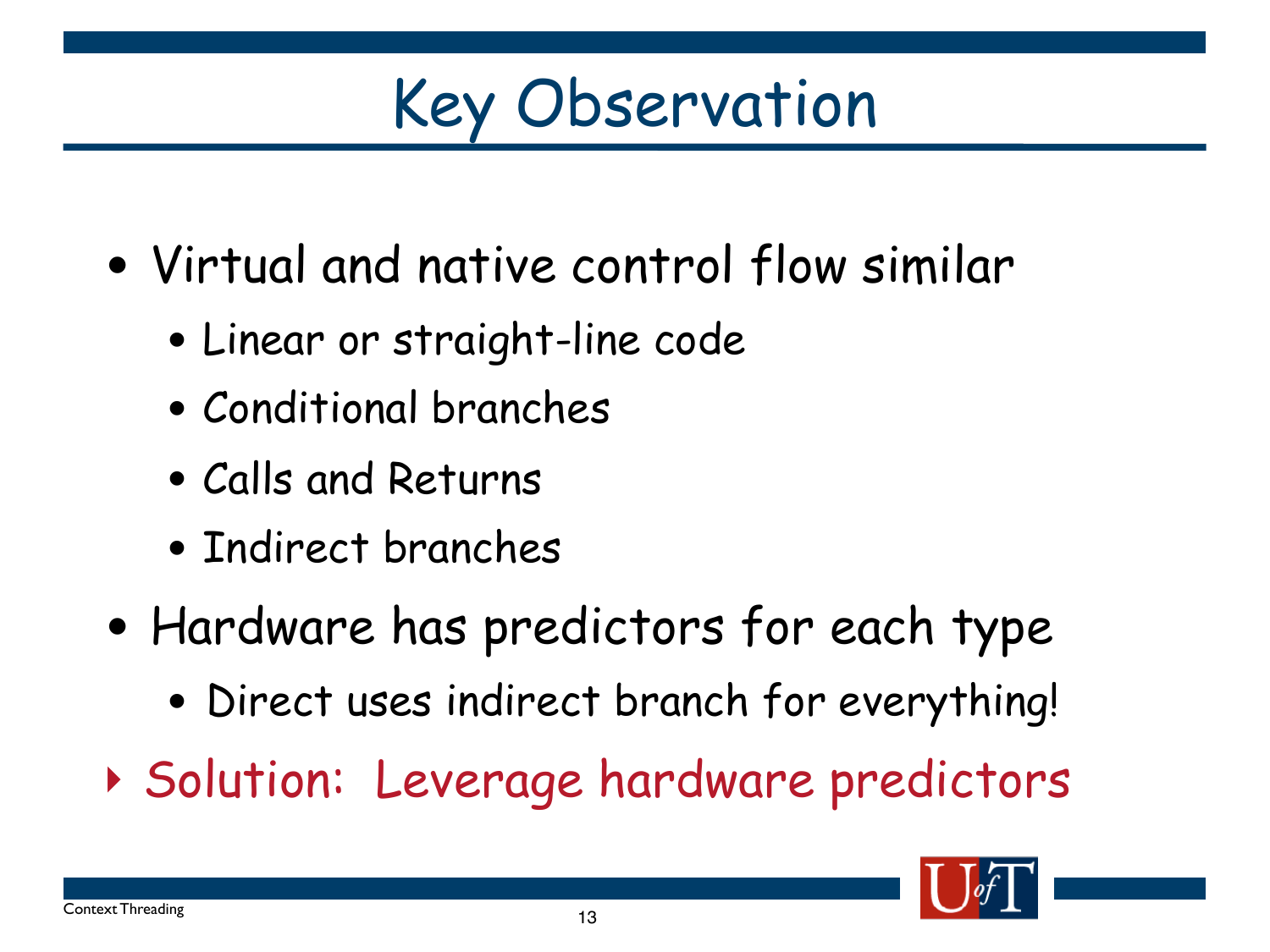# Key Observation

- Virtual and native control flow similar
  - Linear or straight-line code
  - Conditional branches
  - Calls and Returns
  - Indirect branches
- Hardware has predictors for each type
  - Direct uses indirect branch for everything!
- Solution: Leverage hardware predictors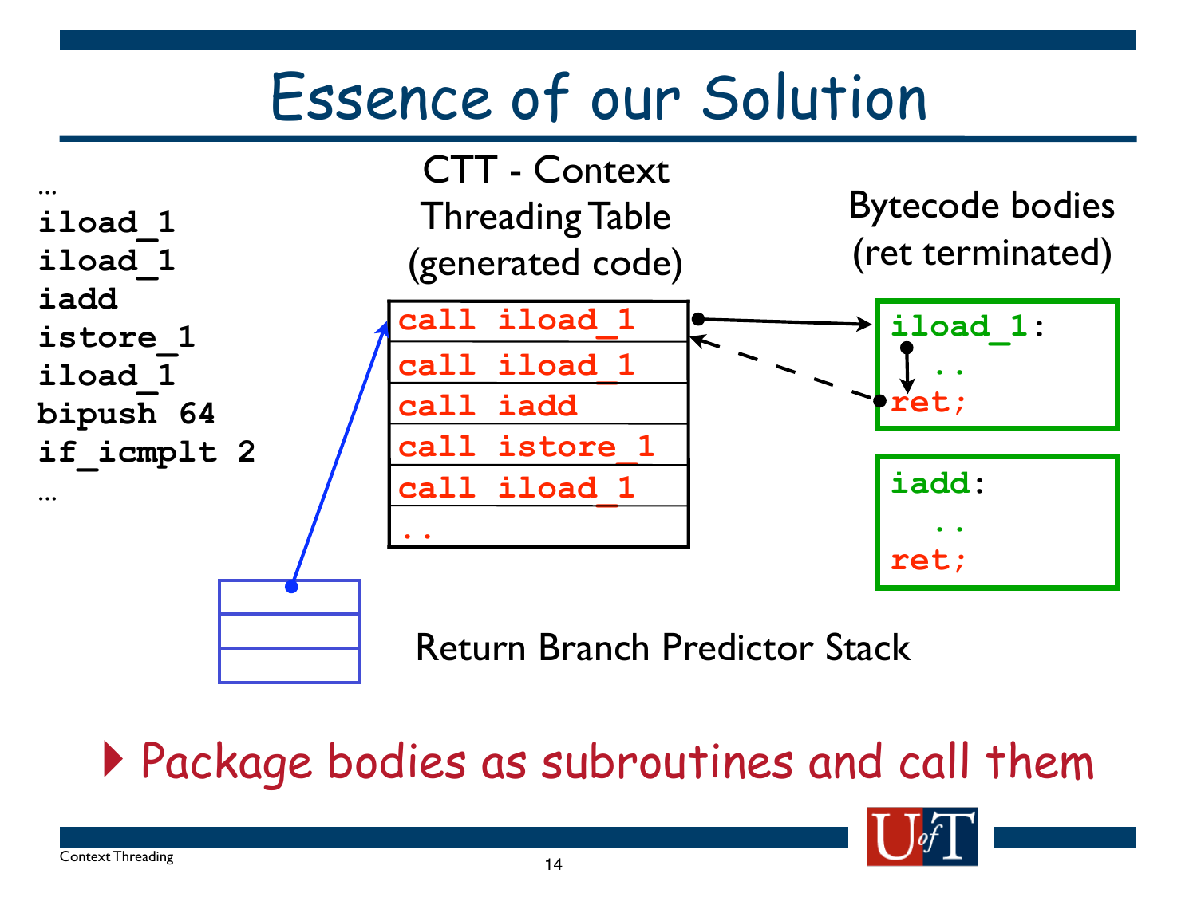# Essence of our Solution

```
…
iload_1
iload_1
iadd
istore_1
iload_1
bipush 64
if_icmplt 2
…
```

CTT - Context Threading Table (generated code)

```
call iload_1
call iload_1
call iadd
call istore_1
call iload_1
..
```

Bytecode bodies (ret terminated)

```
iload_1:
  ..
ret;
```

```
iadd:
  ..
ret;
```

Return Branch Predictor Stack

- Package bodies as subroutines and call them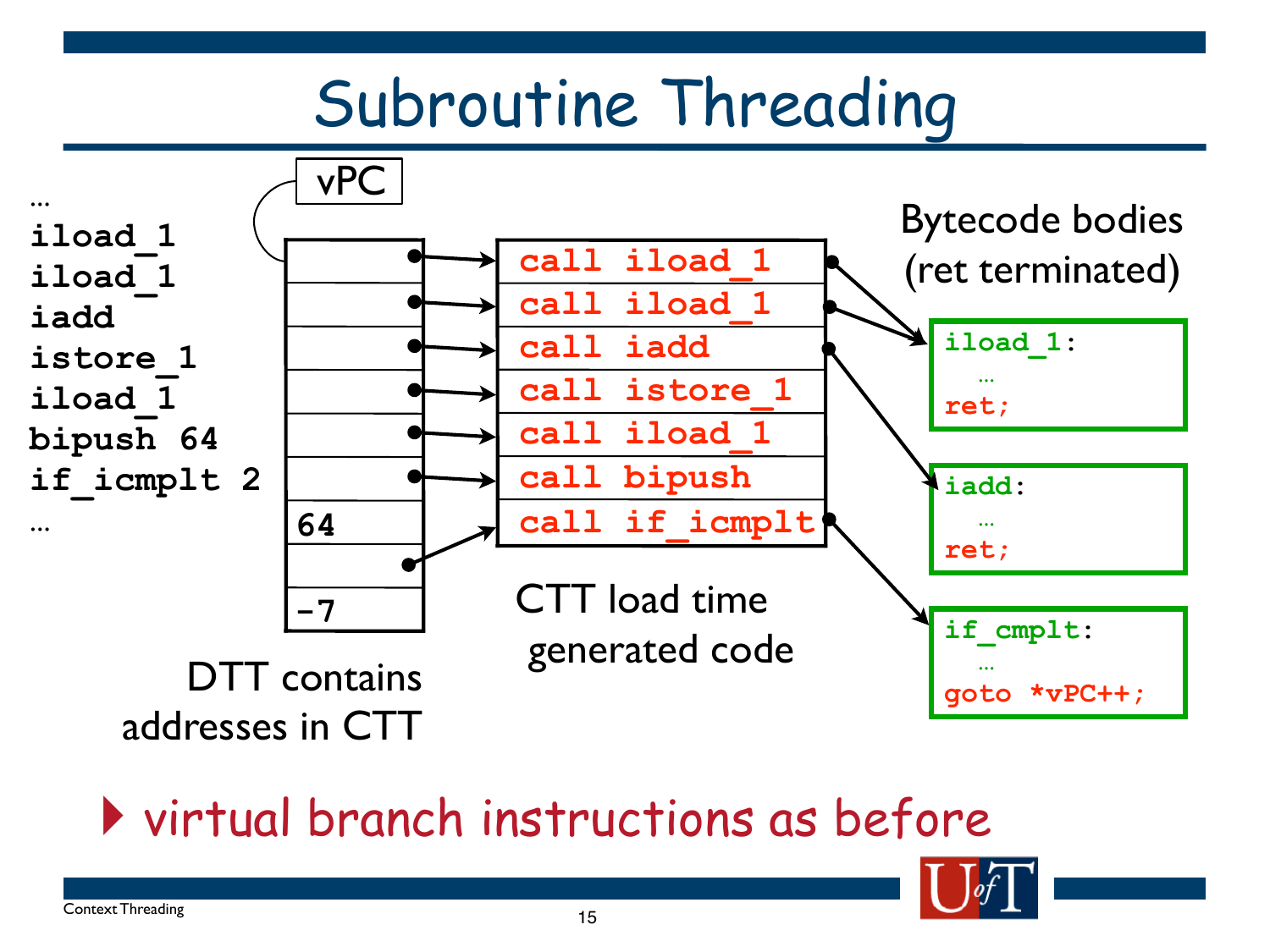# Subroutine Threading

```
…
iload_1
iload_1
iadd
istore_1
iload_1
bipush 64
if_icmplt 2
…
```

vPC

| DTT |
|---|
| • |
| • |
| • |
| • |
| • |
| • |
| 64 |
| • |
| -7 |

DTT contains addresses in CTT

```
call iload_1
call iload_1
call iadd
call istore_1
call iload_1
call bipush
call if_icmplt
```

CTT load time generated code

Bytecode bodies (ret terminated)

```
iload_1:
  …
ret;
```

```
iadd:
  …
ret;
```

```
if_cmplt:
  …
goto *vPC++;
```

- virtual branch instructions as before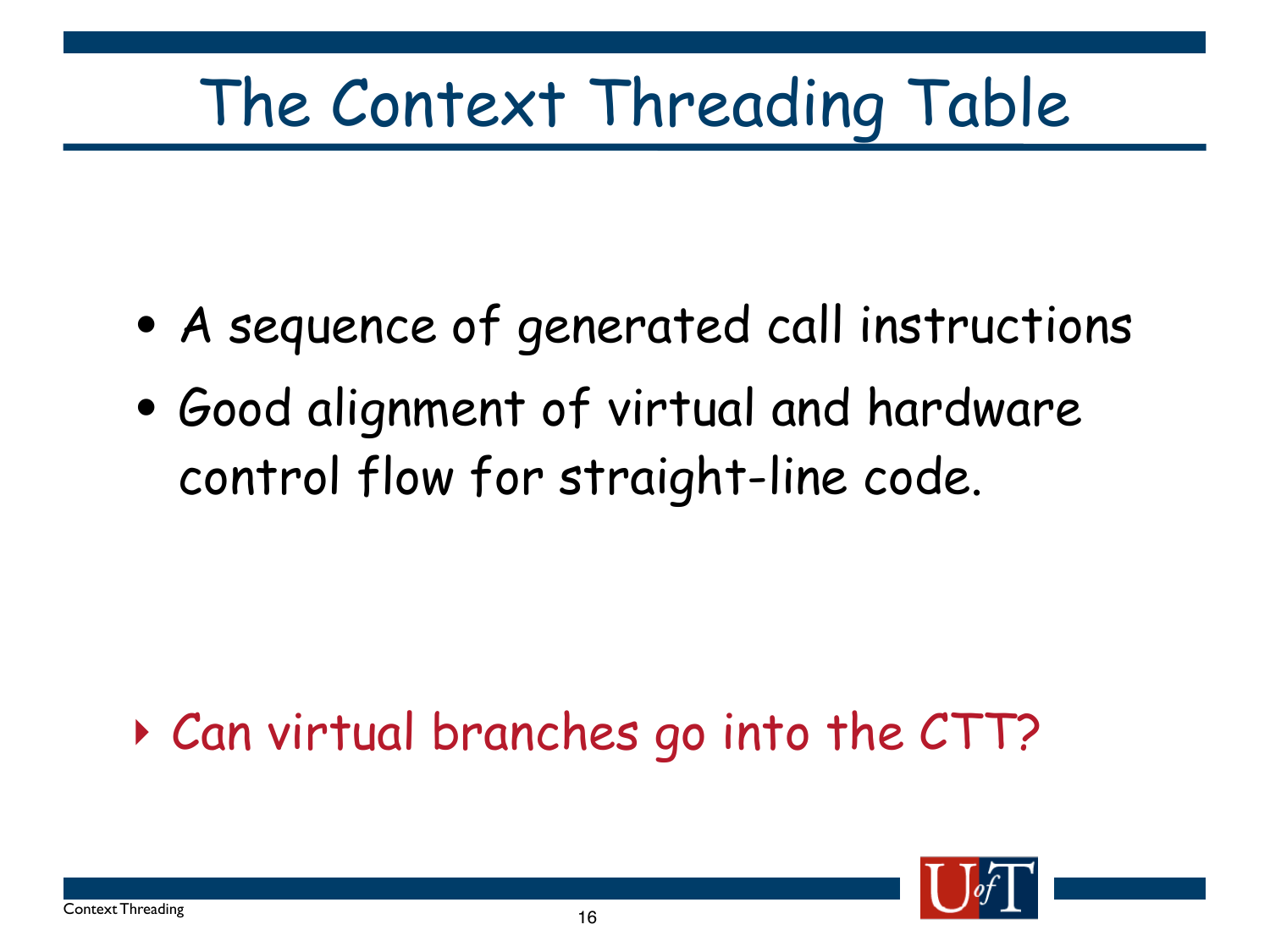# The Context Threading Table

- A sequence of generated call instructions
- Good alignment of virtual and hardware control flow for straight-line code.

- Can virtual branches go into the CTT?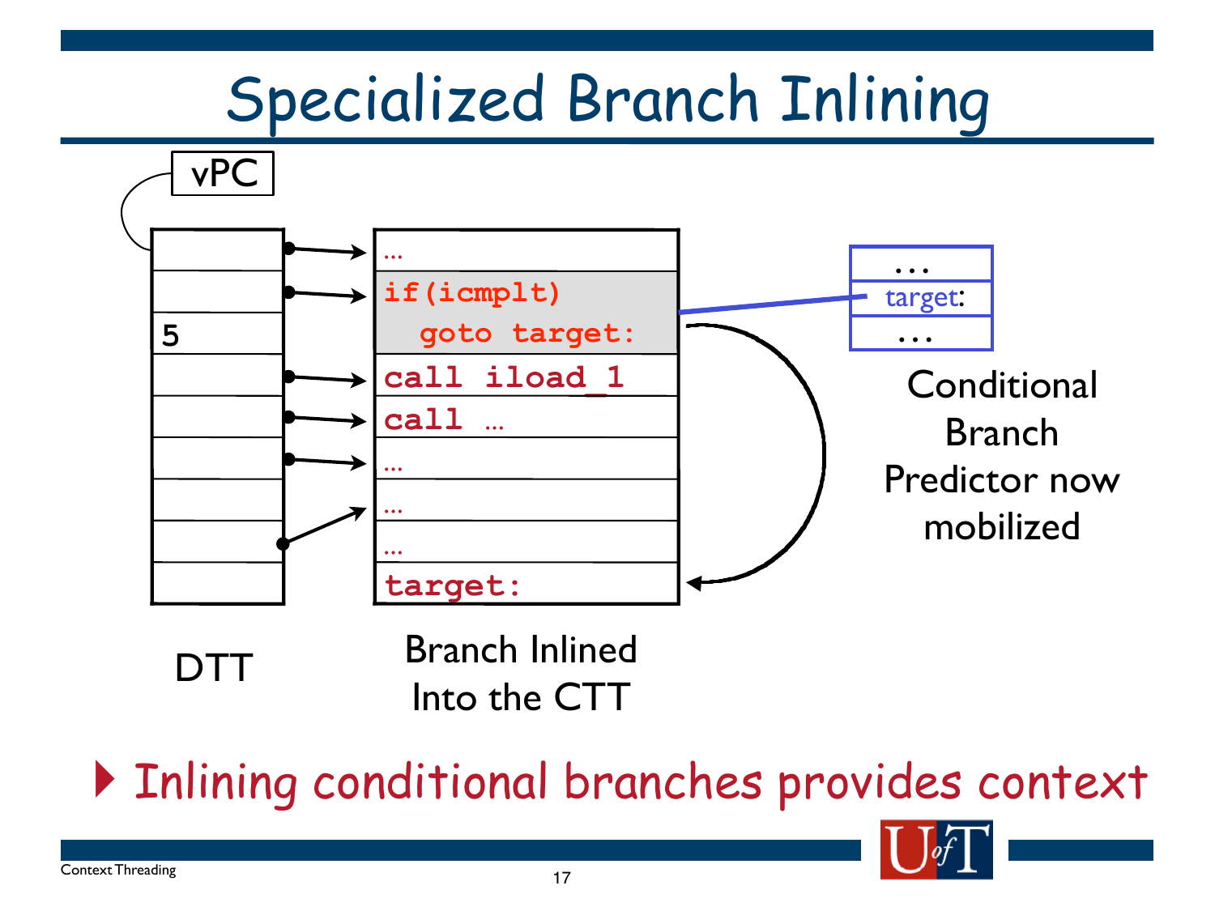# Specialized Branch Inlining

vPC

5

```
…
if(icmplt)
  goto target:
call iload_1
call …
…
…
…
target:
```

…
target:
…

Conditional Branch Predictor now mobilized

DTT

Branch Inlined Into the CTT

- Inlining conditional branches provides context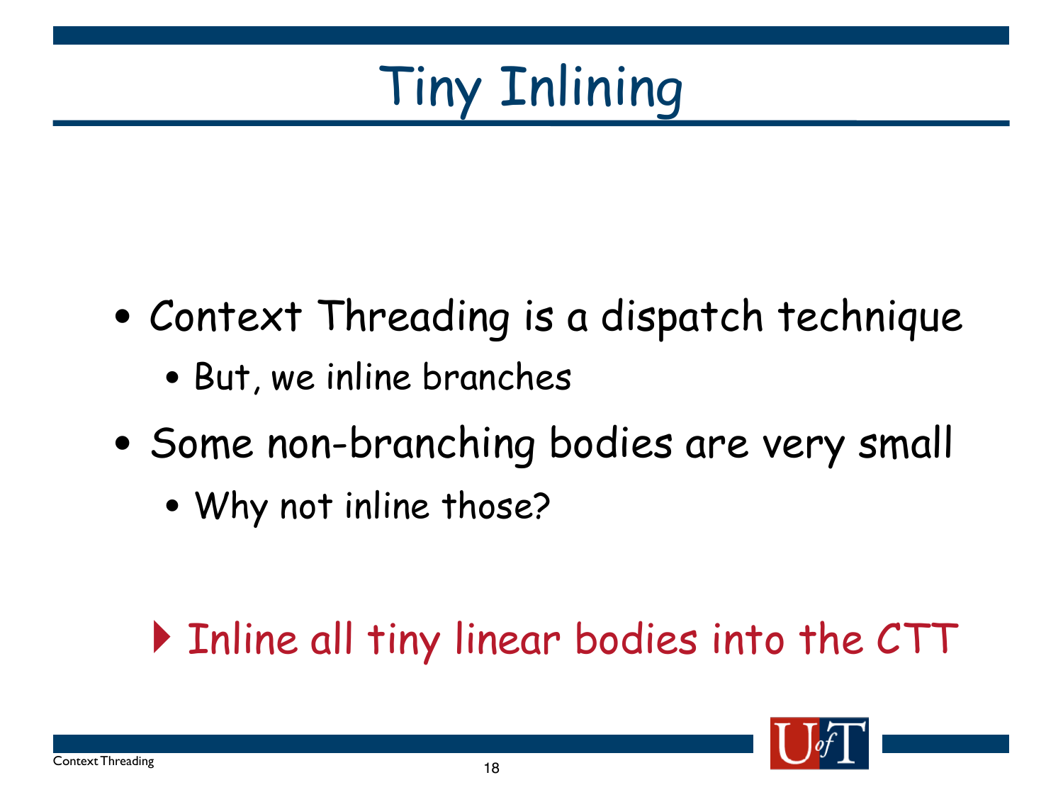# Tiny Inlining

- Context Threading is a dispatch technique
  - But, we inline branches
- Some non-branching bodies are very small
  - Why not inline those?

▸ Inline all tiny linear bodies into the CTT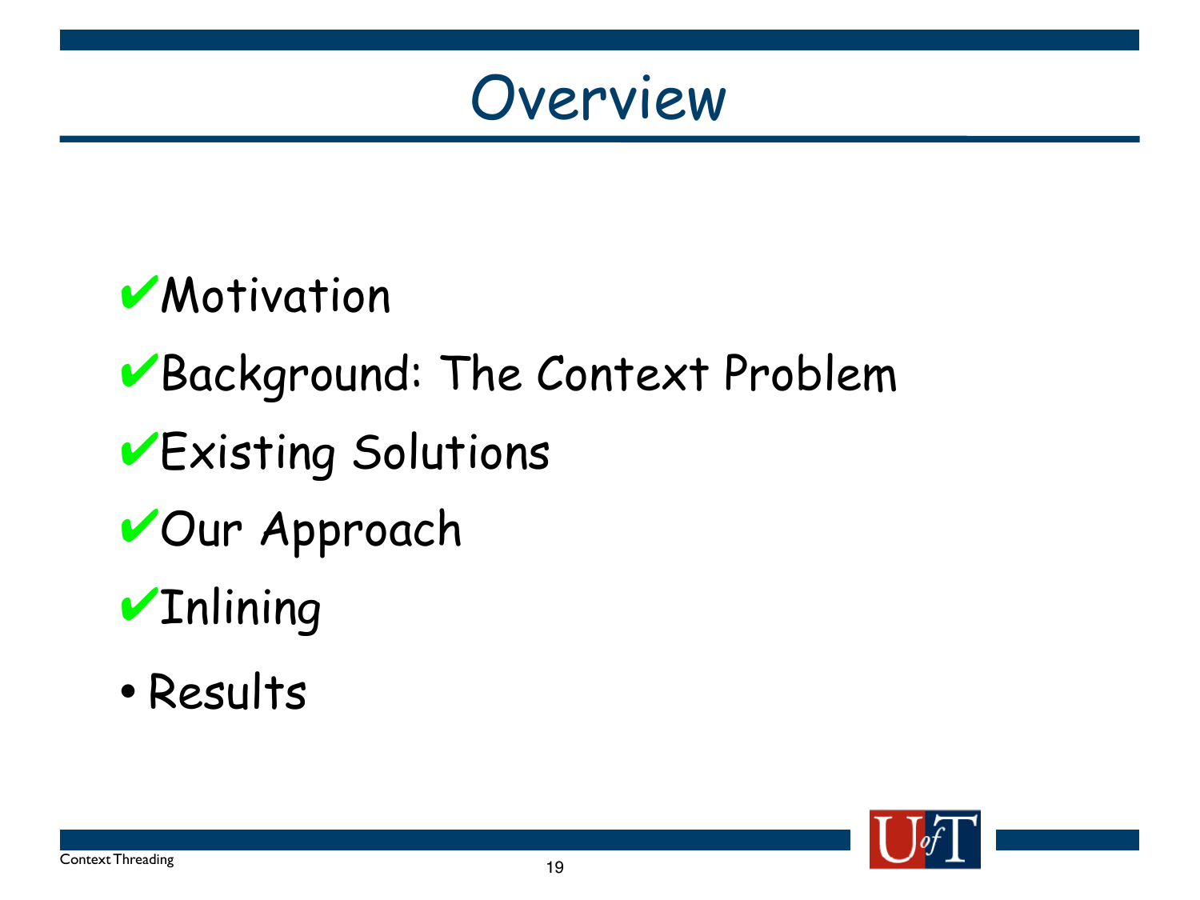# Overview

- ✔Motivation
- ✔Background: The Context Problem
- ✔Existing Solutions
- ✔Our Approach
- ✔Inlining
- Results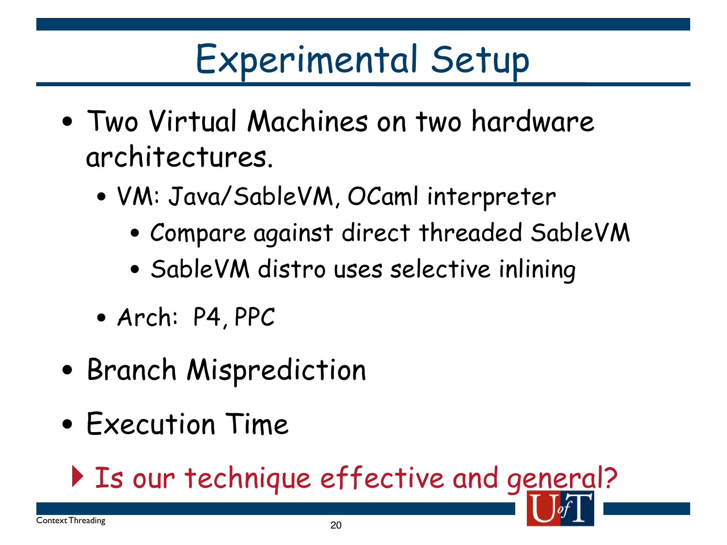# Experimental Setup

- Two Virtual Machines on two hardware architectures.
  - VM: Java/SableVM, OCaml interpreter
    - Compare against direct threaded SableVM
    - SableVM distro uses selective inlining
  - Arch: P4, PPC
- Branch Misprediction
- Execution Time

▸ Is our technique effective and general?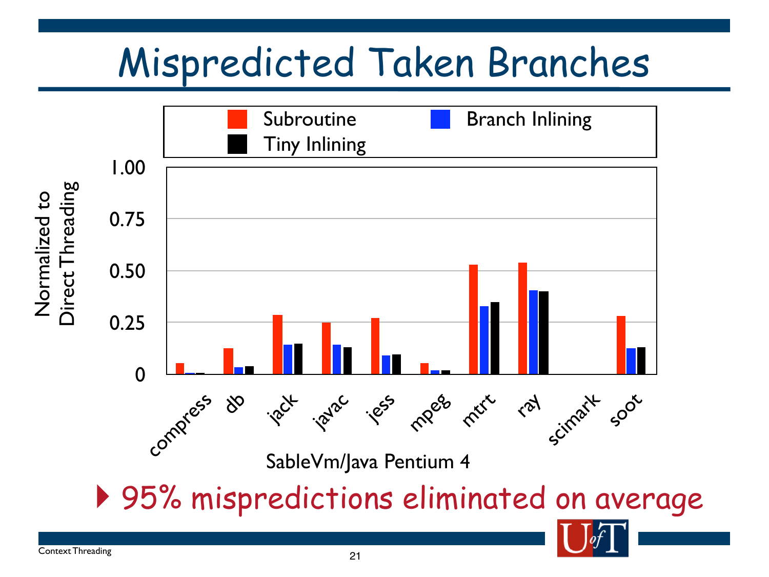# Mispredicted Taken Branches

Legend: Subroutine, Branch Inlining, Tiny Inlining

Y-axis: Normalized to Direct Threading (0, 0.25, 0.50, 0.75, 1.00)

X-axis: compress, db, jack, javac, jess, mpeg, mtrt, ray, scimark, soot

SableVm/Java Pentium 4

- 95% mispredictions eliminated on average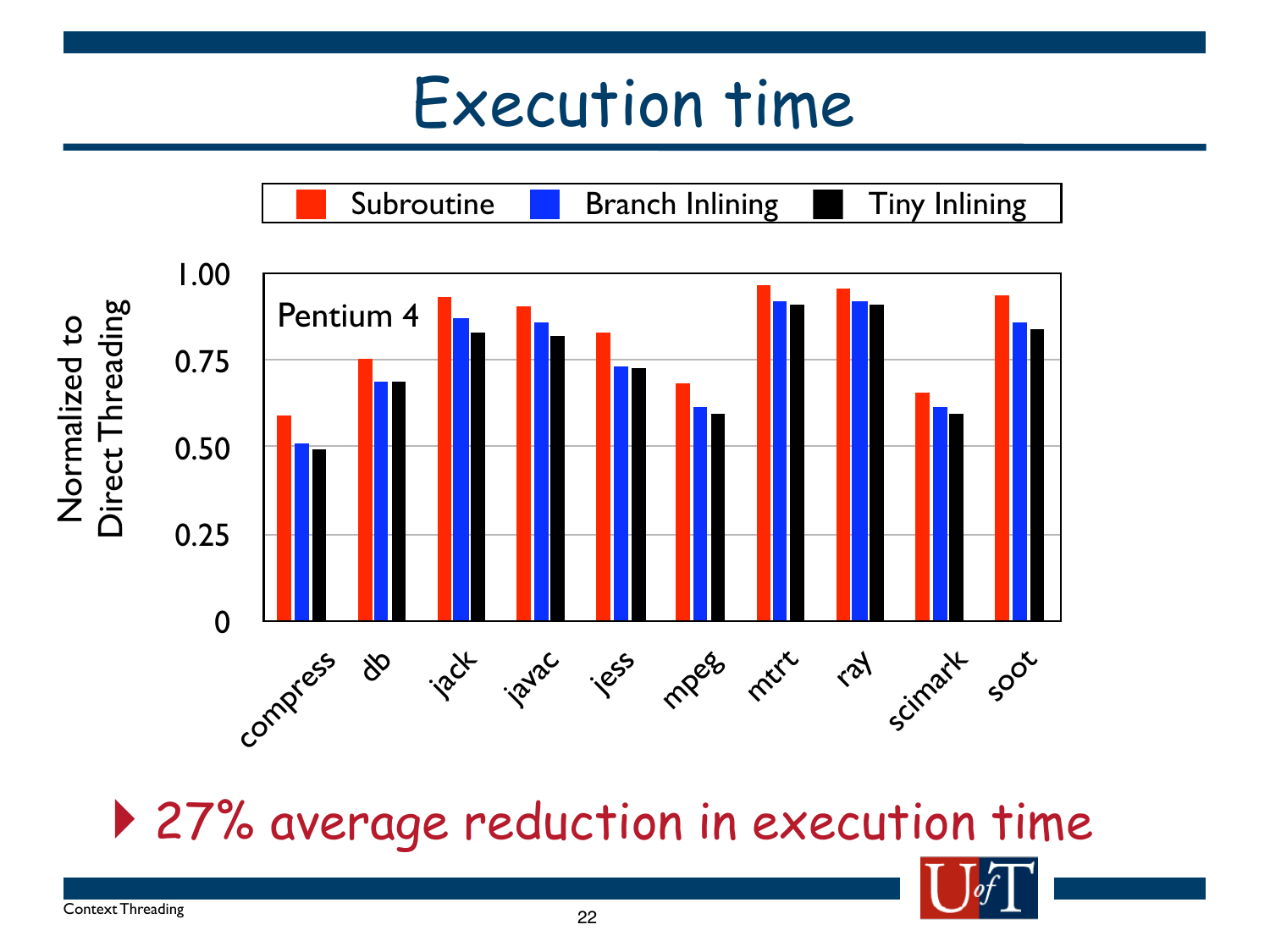# Execution time

Subroutine | Branch Inlining | Tiny Inlining

Pentium 4

Normalized to Direct Threading

1.00, 0.75, 0.50, 0.25, 0

compress, db, jack, javac, jess, mpeg, mtrt, ray, scimark, soot

- 27% average reduction in execution time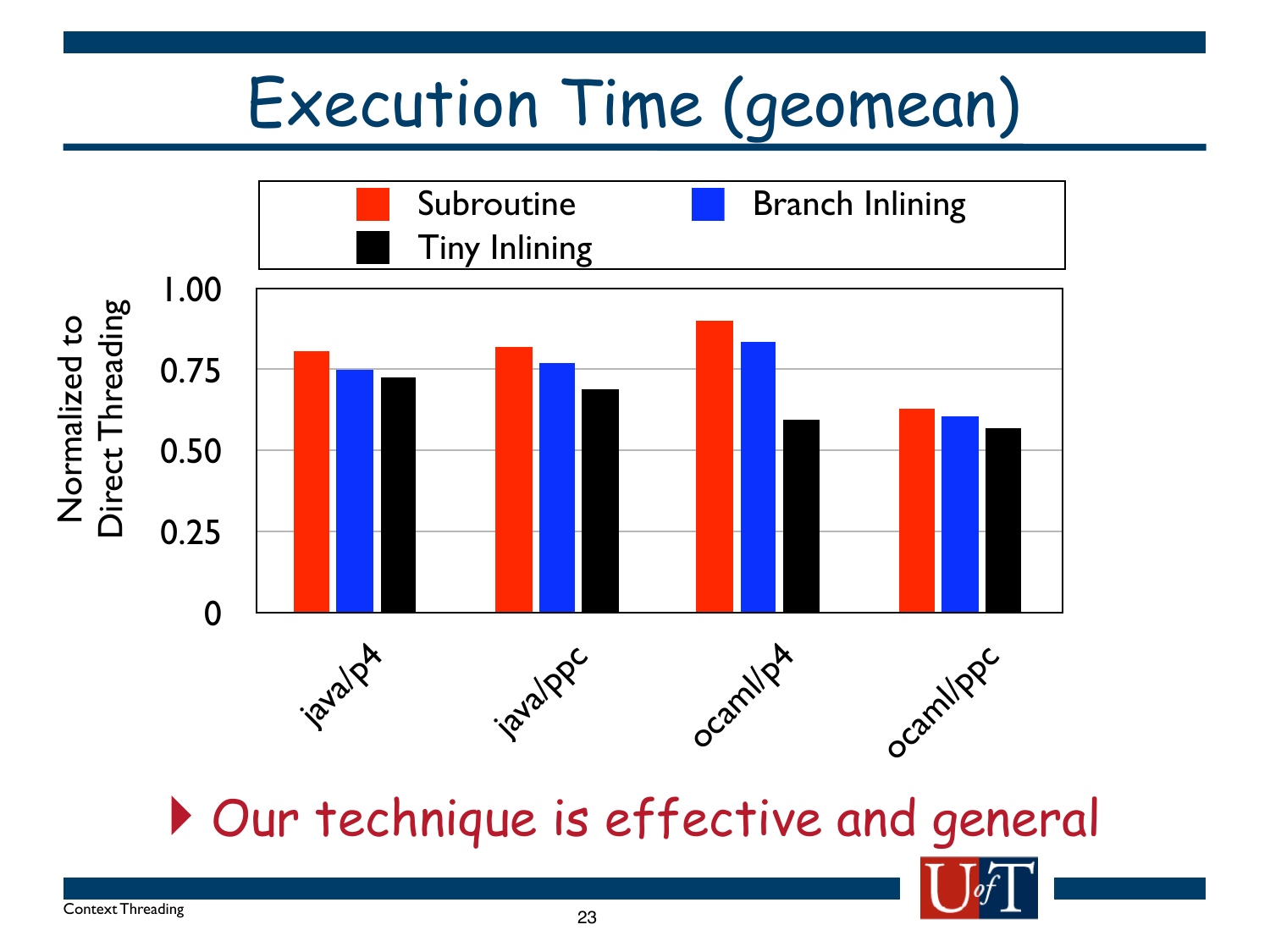# Execution Time (geomean)

- Our technique is effective and general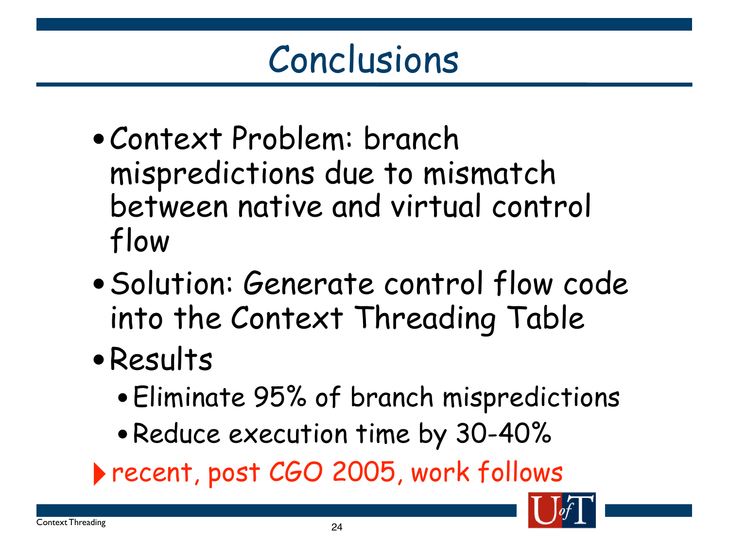# Conclusions

- Context Problem: branch mispredictions due to mismatch between native and virtual control flow
- Solution: Generate control flow code into the Context Threading Table
- Results
  - Eliminate 95% of branch mispredictions
  - Reduce execution time by 30-40%

▸ recent, post CGO 2005, work follows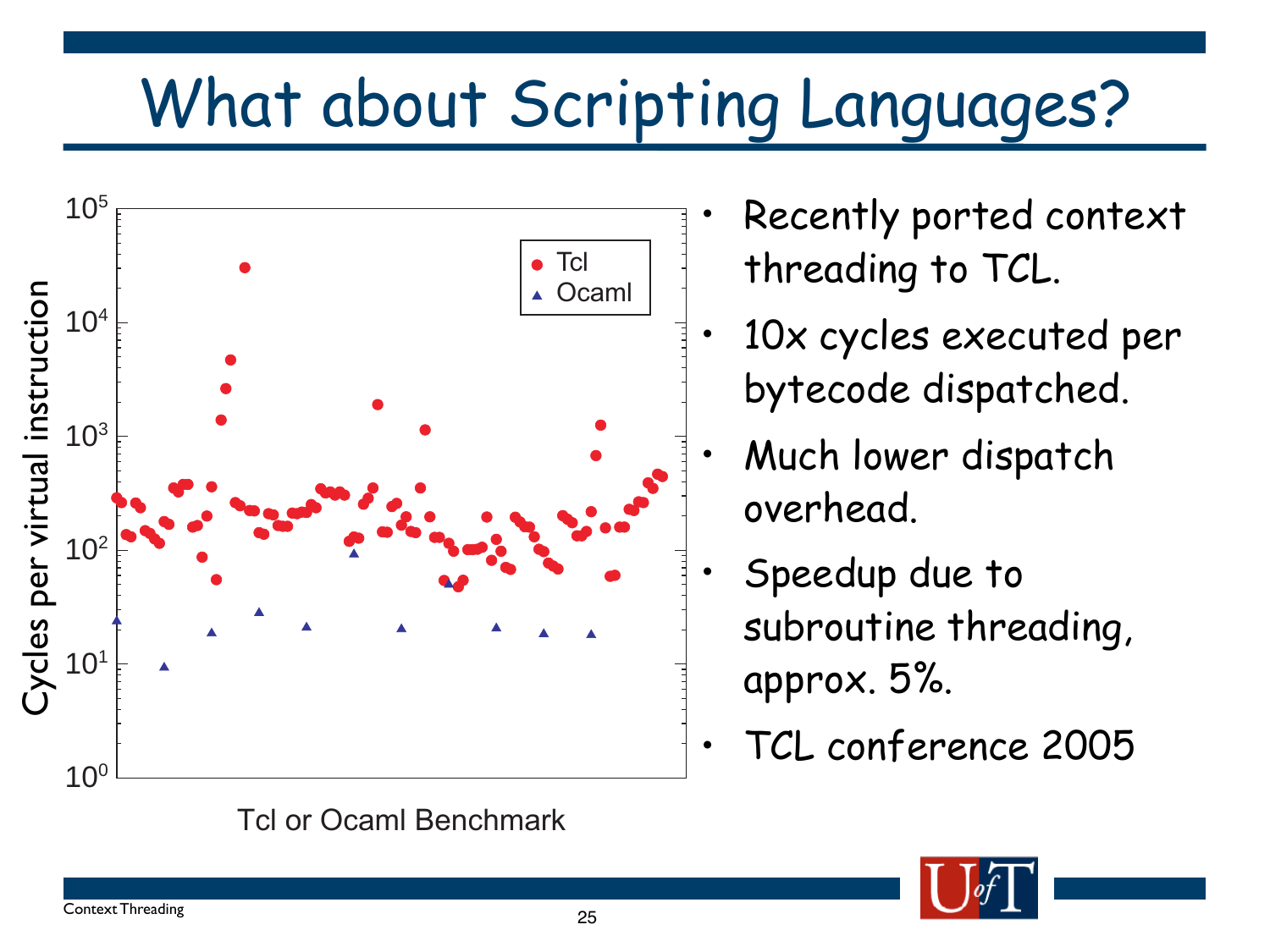# What about Scripting Languages?

Cycles per virtual instruction

$10^5$
$10^4$
$10^3$
$10^2$
$10^1$
$10^0$

Tcl
Ocaml

Tcl or Ocaml Benchmark

- Recently ported context threading to TCL.
- 10x cycles executed per bytecode dispatched.
- Much lower dispatch overhead.
- Speedup due to subroutine threading, approx. 5%.
- TCL conference 2005